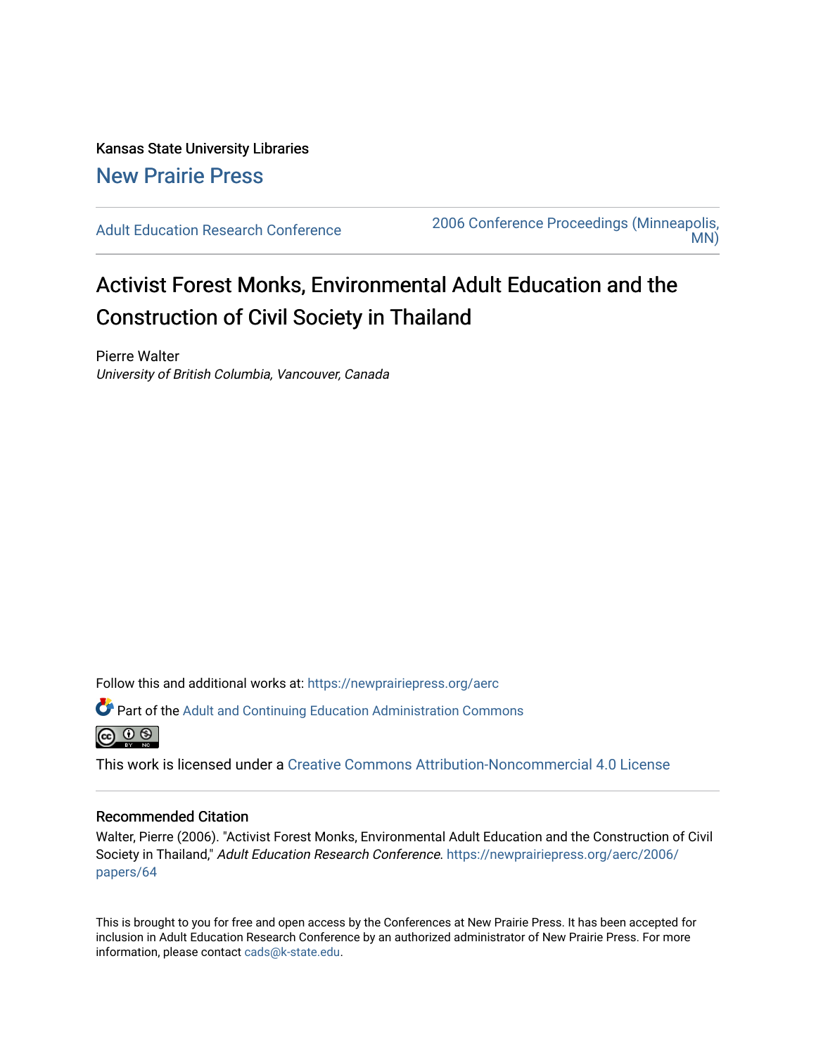Kansas State University Libraries

New Prairie Press

Adult Education Research Conference

2006 Conference Proceedings (Minneapolis, MN)

# Activist Forest Monks, Environmental Adult Education and the Construction of Civil Society in Thailand

Pierre Walter
*University of British Columbia, Vancouver, Canada*

Follow this and additional works at: https://newprairiepress.org/aerc

Part of the Adult and Continuing Education Administration Commons

This work is licensed under a Creative Commons Attribution-Noncommercial 4.0 License

## Recommended Citation

Walter, Pierre (2006). "Activist Forest Monks, Environmental Adult Education and the Construction of Civil Society in Thailand," *Adult Education Research Conference*. https://newprairiepress.org/aerc/2006/papers/64

This is brought to you for free and open access by the Conferences at New Prairie Press. It has been accepted for inclusion in Adult Education Research Conference by an authorized administrator of New Prairie Press. For more information, please contact cads@k-state.edu.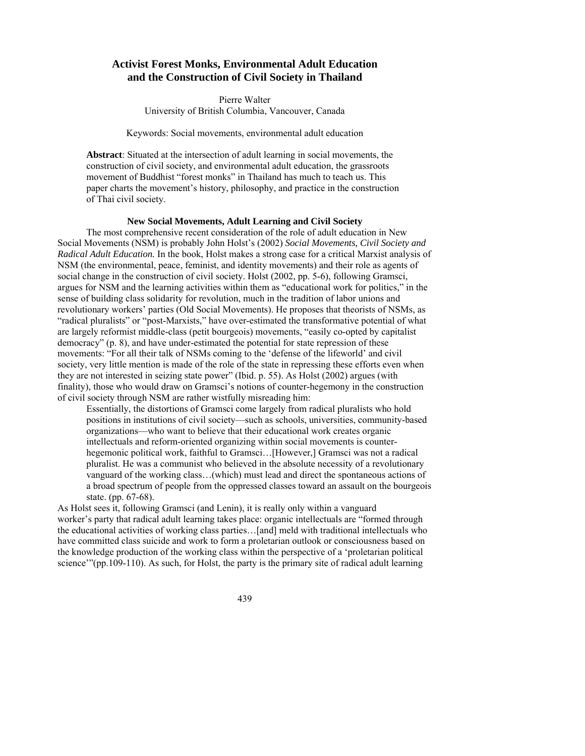# Activist Forest Monks, Environmental Adult Education and the Construction of Civil Society in Thailand

Pierre Walter
University of British Columbia, Vancouver, Canada

Keywords: Social movements, environmental adult education

> **Abstract**: Situated at the intersection of adult learning in social movements, the construction of civil society, and environmental adult education, the grassroots movement of Buddhist "forest monks" in Thailand has much to teach us. This paper charts the movement's history, philosophy, and practice in the construction of Thai civil society.

## New Social Movements, Adult Learning and Civil Society

The most comprehensive recent consideration of the role of adult education in New Social Movements (NSM) is probably John Holst's (2002) *Social Movements, Civil Society and Radical Adult Education.* In the book, Holst makes a strong case for a critical Marxist analysis of NSM (the environmental, peace, feminist, and identity movements) and their role as agents of social change in the construction of civil society. Holst (2002, pp. 5-6), following Gramsci, argues for NSM and the learning activities within them as "educational work for politics," in the sense of building class solidarity for revolution, much in the tradition of labor unions and revolutionary workers' parties (Old Social Movements). He proposes that theorists of NSMs, as "radical pluralists" or "post-Marxists," have over-estimated the transformative potential of what are largely reformist middle-class (petit bourgeois) movements, "easily co-opted by capitalist democracy" (p. 8), and have under-estimated the potential for state repression of these movements: "For all their talk of NSMs coming to the 'defense of the lifeworld' and civil society, very little mention is made of the role of the state in repressing these efforts even when they are not interested in seizing state power" (Ibid. p. 55). As Holst (2002) argues (with finality), those who would draw on Gramsci's notions of counter-hegemony in the construction of civil society through NSM are rather wistfully misreading him:

> Essentially, the distortions of Gramsci come largely from radical pluralists who hold positions in institutions of civil society—such as schools, universities, community-based organizations—who want to believe that their educational work creates organic intellectuals and reform-oriented organizing within social movements is counter-hegemonic political work, faithful to Gramsci…[However,] Gramsci was not a radical pluralist. He was a communist who believed in the absolute necessity of a revolutionary vanguard of the working class…(which) must lead and direct the spontaneous actions of a broad spectrum of people from the oppressed classes toward an assault on the bourgeois state. (pp. 67-68).

As Holst sees it, following Gramsci (and Lenin), it is really only within a vanguard worker's party that radical adult learning takes place: organic intellectuals are "formed through the educational activities of working class parties…[and] meld with traditional intellectuals who have committed class suicide and work to form a proletarian outlook or consciousness based on the knowledge production of the working class within the perspective of a 'proletarian political science'"(pp.109-110). As such, for Holst, the party is the primary site of radical adult learning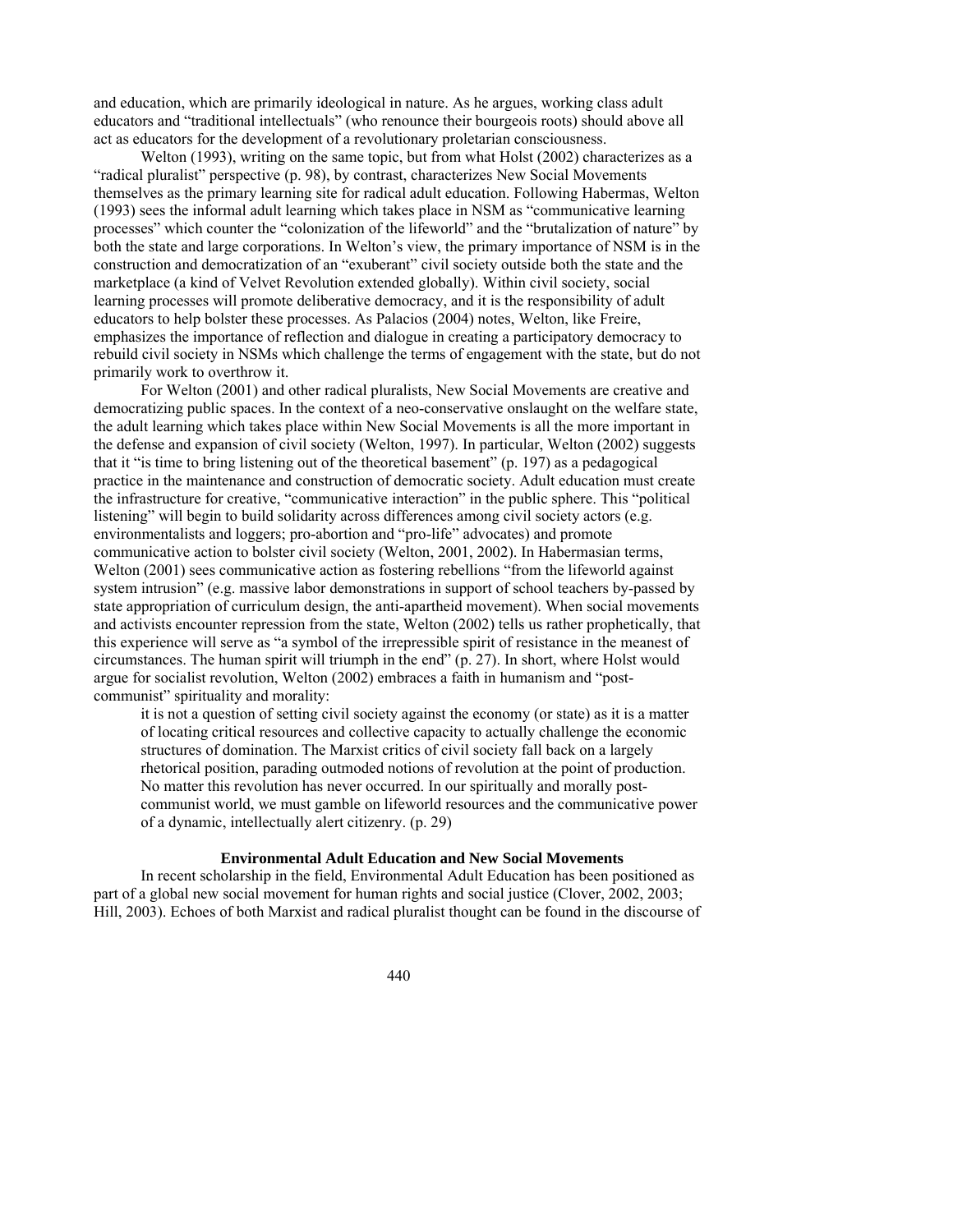and education, which are primarily ideological in nature. As he argues, working class adult educators and "traditional intellectuals" (who renounce their bourgeois roots) should above all act as educators for the development of a revolutionary proletarian consciousness.

Welton (1993), writing on the same topic, but from what Holst (2002) characterizes as a "radical pluralist" perspective (p. 98), by contrast, characterizes New Social Movements themselves as the primary learning site for radical adult education. Following Habermas, Welton (1993) sees the informal adult learning which takes place in NSM as "communicative learning processes" which counter the "colonization of the lifeworld" and the "brutalization of nature" by both the state and large corporations. In Welton's view, the primary importance of NSM is in the construction and democratization of an "exuberant" civil society outside both the state and the marketplace (a kind of Velvet Revolution extended globally). Within civil society, social learning processes will promote deliberative democracy, and it is the responsibility of adult educators to help bolster these processes. As Palacios (2004) notes, Welton, like Freire, emphasizes the importance of reflection and dialogue in creating a participatory democracy to rebuild civil society in NSMs which challenge the terms of engagement with the state, but do not primarily work to overthrow it.

For Welton (2001) and other radical pluralists, New Social Movements are creative and democratizing public spaces. In the context of a neo-conservative onslaught on the welfare state, the adult learning which takes place within New Social Movements is all the more important in the defense and expansion of civil society (Welton, 1997). In particular, Welton (2002) suggests that it "is time to bring listening out of the theoretical basement" (p. 197) as a pedagogical practice in the maintenance and construction of democratic society. Adult education must create the infrastructure for creative, "communicative interaction" in the public sphere. This "political listening" will begin to build solidarity across differences among civil society actors (e.g. environmentalists and loggers; pro-abortion and "pro-life" advocates) and promote communicative action to bolster civil society (Welton, 2001, 2002). In Habermasian terms, Welton (2001) sees communicative action as fostering rebellions "from the lifeworld against system intrusion" (e.g. massive labor demonstrations in support of school teachers by-passed by state appropriation of curriculum design, the anti-apartheid movement). When social movements and activists encounter repression from the state, Welton (2002) tells us rather prophetically, that this experience will serve as "a symbol of the irrepressible spirit of resistance in the meanest of circumstances. The human spirit will triumph in the end" (p. 27). In short, where Holst would argue for socialist revolution, Welton (2002) embraces a faith in humanism and "post-communist" spirituality and morality:

> it is not a question of setting civil society against the economy (or state) as it is a matter of locating critical resources and collective capacity to actually challenge the economic structures of domination. The Marxist critics of civil society fall back on a largely rhetorical position, parading outmoded notions of revolution at the point of production. No matter this revolution has never occurred. In our spiritually and morally post-communist world, we must gamble on lifeworld resources and the communicative power of a dynamic, intellectually alert citizenry. (p. 29)

## Environmental Adult Education and New Social Movements

In recent scholarship in the field, Environmental Adult Education has been positioned as part of a global new social movement for human rights and social justice (Clover, 2002, 2003; Hill, 2003). Echoes of both Marxist and radical pluralist thought can be found in the discourse of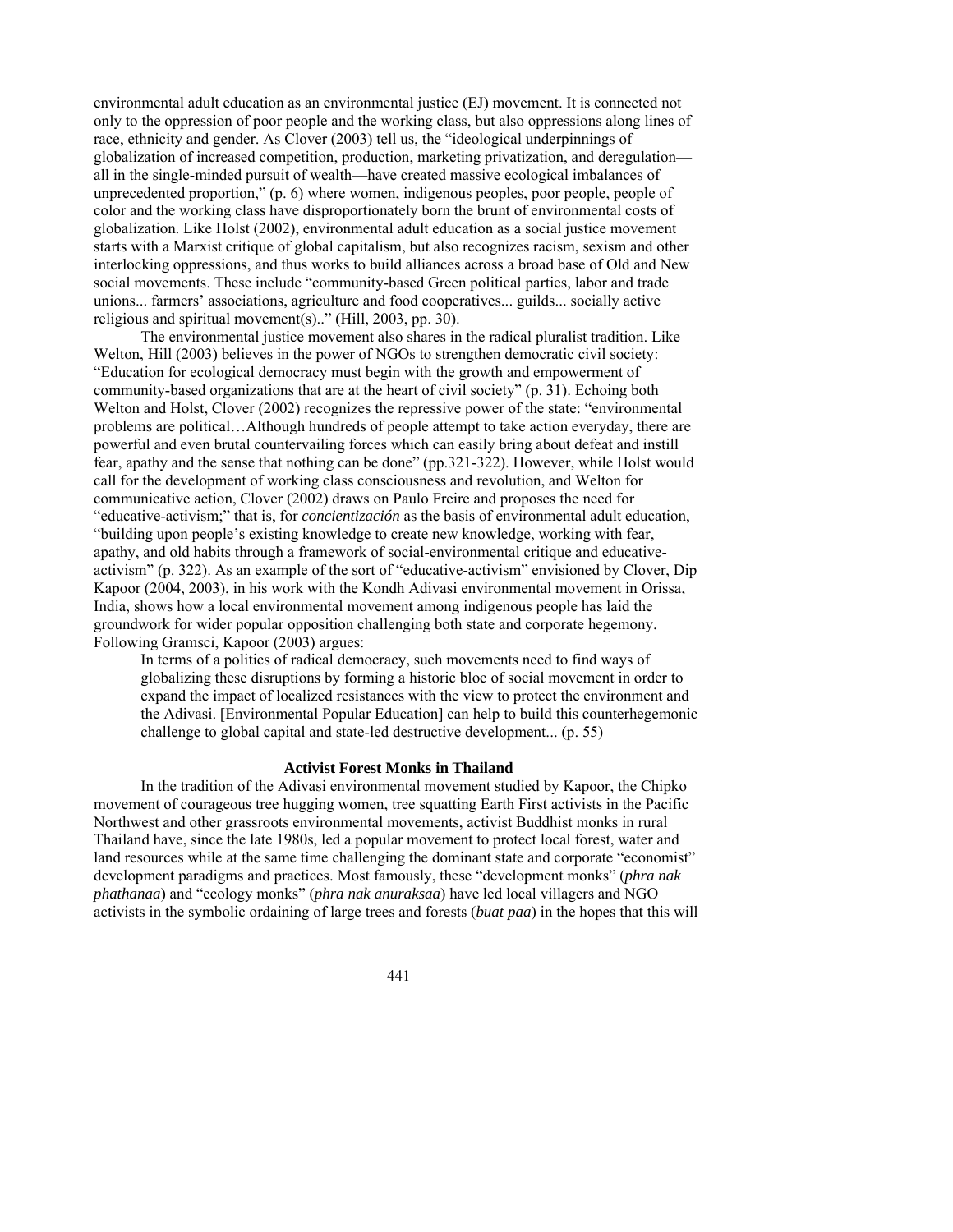environmental adult education as an environmental justice (EJ) movement. It is connected not only to the oppression of poor people and the working class, but also oppressions along lines of race, ethnicity and gender. As Clover (2003) tell us, the "ideological underpinnings of globalization of increased competition, production, marketing privatization, and deregulation—all in the single-minded pursuit of wealth—have created massive ecological imbalances of unprecedented proportion," (p. 6) where women, indigenous peoples, poor people, people of color and the working class have disproportionately born the brunt of environmental costs of globalization. Like Holst (2002), environmental adult education as a social justice movement starts with a Marxist critique of global capitalism, but also recognizes racism, sexism and other interlocking oppressions, and thus works to build alliances across a broad base of Old and New social movements. These include "community-based Green political parties, labor and trade unions... farmers' associations, agriculture and food cooperatives... guilds... socially active religious and spiritual movement(s).." (Hill, 2003, pp. 30).

The environmental justice movement also shares in the radical pluralist tradition. Like Welton, Hill (2003) believes in the power of NGOs to strengthen democratic civil society: "Education for ecological democracy must begin with the growth and empowerment of community-based organizations that are at the heart of civil society" (p. 31). Echoing both Welton and Holst, Clover (2002) recognizes the repressive power of the state: "environmental problems are political…Although hundreds of people attempt to take action everyday, there are powerful and even brutal countervailing forces which can easily bring about defeat and instill fear, apathy and the sense that nothing can be done" (pp.321-322). However, while Holst would call for the development of working class consciousness and revolution, and Welton for communicative action, Clover (2002) draws on Paulo Freire and proposes the need for "educative-activism;" that is, for *concientización* as the basis of environmental adult education, "building upon people's existing knowledge to create new knowledge, working with fear, apathy, and old habits through a framework of social-environmental critique and educative-activism" (p. 322). As an example of the sort of "educative-activism" envisioned by Clover, Dip Kapoor (2004, 2003), in his work with the Kondh Adivasi environmental movement in Orissa, India, shows how a local environmental movement among indigenous people has laid the groundwork for wider popular opposition challenging both state and corporate hegemony. Following Gramsci, Kapoor (2003) argues:

> In terms of a politics of radical democracy, such movements need to find ways of globalizing these disruptions by forming a historic bloc of social movement in order to expand the impact of localized resistances with the view to protect the environment and the Adivasi. [Environmental Popular Education] can help to build this counterhegemonic challenge to global capital and state-led destructive development... (p. 55)

### Activist Forest Monks in Thailand

In the tradition of the Adivasi environmental movement studied by Kapoor, the Chipko movement of courageous tree hugging women, tree squatting Earth First activists in the Pacific Northwest and other grassroots environmental movements, activist Buddhist monks in rural Thailand have, since the late 1980s, led a popular movement to protect local forest, water and land resources while at the same time challenging the dominant state and corporate "economist" development paradigms and practices. Most famously, these "development monks" (*phra nak phathanaa*) and "ecology monks" (*phra nak anuraksaa*) have led local villagers and NGO activists in the symbolic ordaining of large trees and forests (*buat paa*) in the hopes that this will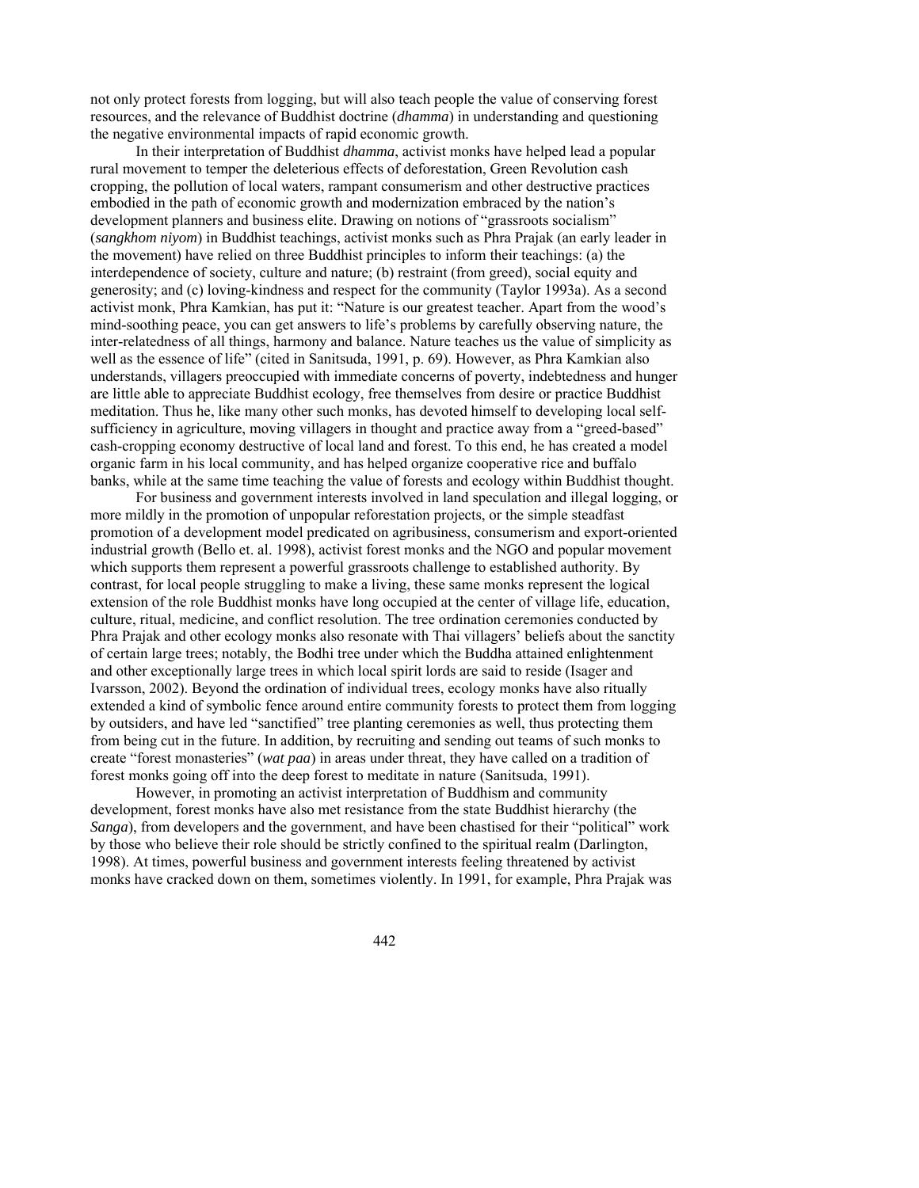not only protect forests from logging, but will also teach people the value of conserving forest resources, and the relevance of Buddhist doctrine (*dhamma*) in understanding and questioning the negative environmental impacts of rapid economic growth.

In their interpretation of Buddhist *dhamma*, activist monks have helped lead a popular rural movement to temper the deleterious effects of deforestation, Green Revolution cash cropping, the pollution of local waters, rampant consumerism and other destructive practices embodied in the path of economic growth and modernization embraced by the nation's development planners and business elite. Drawing on notions of "grassroots socialism" (*sangkhom niyom*) in Buddhist teachings, activist monks such as Phra Prajak (an early leader in the movement) have relied on three Buddhist principles to inform their teachings: (a) the interdependence of society, culture and nature; (b) restraint (from greed), social equity and generosity; and (c) loving-kindness and respect for the community (Taylor 1993a). As a second activist monk, Phra Kamkian, has put it: "Nature is our greatest teacher. Apart from the wood's mind-soothing peace, you can get answers to life's problems by carefully observing nature, the inter-relatedness of all things, harmony and balance. Nature teaches us the value of simplicity as well as the essence of life" (cited in Sanitsuda, 1991, p. 69). However, as Phra Kamkian also understands, villagers preoccupied with immediate concerns of poverty, indebtedness and hunger are little able to appreciate Buddhist ecology, free themselves from desire or practice Buddhist meditation. Thus he, like many other such monks, has devoted himself to developing local self-sufficiency in agriculture, moving villagers in thought and practice away from a "greed-based" cash-cropping economy destructive of local land and forest. To this end, he has created a model organic farm in his local community, and has helped organize cooperative rice and buffalo banks, while at the same time teaching the value of forests and ecology within Buddhist thought.

For business and government interests involved in land speculation and illegal logging, or more mildly in the promotion of unpopular reforestation projects, or the simple steadfast promotion of a development model predicated on agribusiness, consumerism and export-oriented industrial growth (Bello et. al. 1998), activist forest monks and the NGO and popular movement which supports them represent a powerful grassroots challenge to established authority. By contrast, for local people struggling to make a living, these same monks represent the logical extension of the role Buddhist monks have long occupied at the center of village life, education, culture, ritual, medicine, and conflict resolution. The tree ordination ceremonies conducted by Phra Prajak and other ecology monks also resonate with Thai villagers' beliefs about the sanctity of certain large trees; notably, the Bodhi tree under which the Buddha attained enlightenment and other exceptionally large trees in which local spirit lords are said to reside (Isager and Ivarsson, 2002). Beyond the ordination of individual trees, ecology monks have also ritually extended a kind of symbolic fence around entire community forests to protect them from logging by outsiders, and have led "sanctified" tree planting ceremonies as well, thus protecting them from being cut in the future. In addition, by recruiting and sending out teams of such monks to create "forest monasteries" (*wat paa*) in areas under threat, they have called on a tradition of forest monks going off into the deep forest to meditate in nature (Sanitsuda, 1991).

However, in promoting an activist interpretation of Buddhism and community development, forest monks have also met resistance from the state Buddhist hierarchy (the *Sanga*), from developers and the government, and have been chastised for their "political" work by those who believe their role should be strictly confined to the spiritual realm (Darlington, 1998). At times, powerful business and government interests feeling threatened by activist monks have cracked down on them, sometimes violently. In 1991, for example, Phra Prajak was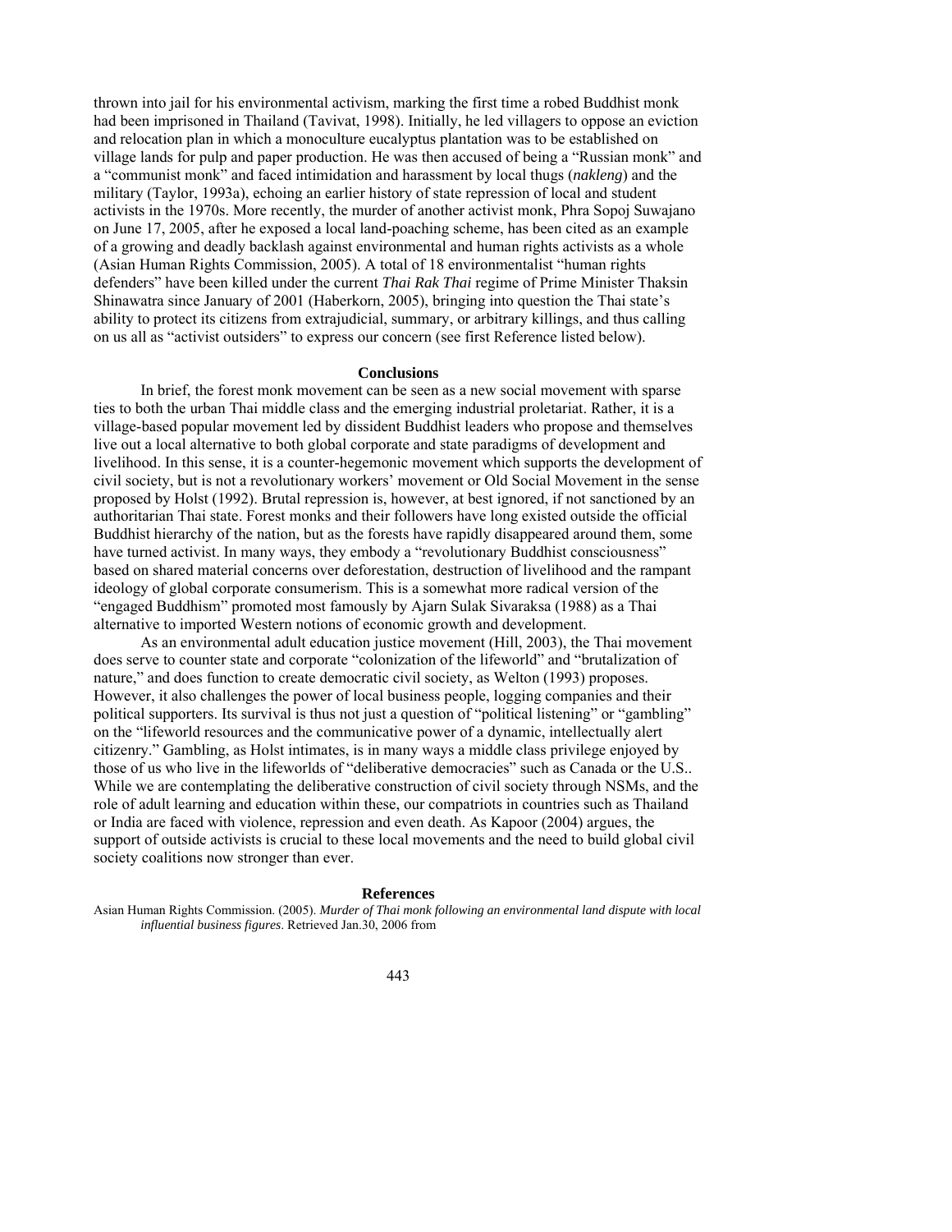thrown into jail for his environmental activism, marking the first time a robed Buddhist monk had been imprisoned in Thailand (Tavivat, 1998). Initially, he led villagers to oppose an eviction and relocation plan in which a monoculture eucalyptus plantation was to be established on village lands for pulp and paper production. He was then accused of being a "Russian monk" and a "communist monk" and faced intimidation and harassment by local thugs (*nakleng*) and the military (Taylor, 1993a), echoing an earlier history of state repression of local and student activists in the 1970s. More recently, the murder of another activist monk, Phra Sopoj Suwajano on June 17, 2005, after he exposed a local land-poaching scheme, has been cited as an example of a growing and deadly backlash against environmental and human rights activists as a whole (Asian Human Rights Commission, 2005). A total of 18 environmentalist "human rights defenders" have been killed under the current *Thai Rak Thai* regime of Prime Minister Thaksin Shinawatra since January of 2001 (Haberkorn, 2005), bringing into question the Thai state's ability to protect its citizens from extrajudicial, summary, or arbitrary killings, and thus calling on us all as "activist outsiders" to express our concern (see first Reference listed below).

## Conclusions

In brief, the forest monk movement can be seen as a new social movement with sparse ties to both the urban Thai middle class and the emerging industrial proletariat. Rather, it is a village-based popular movement led by dissident Buddhist leaders who propose and themselves live out a local alternative to both global corporate and state paradigms of development and livelihood. In this sense, it is a counter-hegemonic movement which supports the development of civil society, but is not a revolutionary workers' movement or Old Social Movement in the sense proposed by Holst (1992). Brutal repression is, however, at best ignored, if not sanctioned by an authoritarian Thai state. Forest monks and their followers have long existed outside the official Buddhist hierarchy of the nation, but as the forests have rapidly disappeared around them, some have turned activist. In many ways, they embody a "revolutionary Buddhist consciousness" based on shared material concerns over deforestation, destruction of livelihood and the rampant ideology of global corporate consumerism. This is a somewhat more radical version of the "engaged Buddhism" promoted most famously by Ajarn Sulak Sivaraksa (1988) as a Thai alternative to imported Western notions of economic growth and development.

As an environmental adult education justice movement (Hill, 2003), the Thai movement does serve to counter state and corporate "colonization of the lifeworld" and "brutalization of nature," and does function to create democratic civil society, as Welton (1993) proposes. However, it also challenges the power of local business people, logging companies and their political supporters. Its survival is thus not just a question of "political listening" or "gambling" on the "lifeworld resources and the communicative power of a dynamic, intellectually alert citizenry." Gambling, as Holst intimates, is in many ways a middle class privilege enjoyed by those of us who live in the lifeworlds of "deliberative democracies" such as Canada or the U.S.. While we are contemplating the deliberative construction of civil society through NSMs, and the role of adult learning and education within these, our compatriots in countries such as Thailand or India are faced with violence, repression and even death. As Kapoor (2004) argues, the support of outside activists is crucial to these local movements and the need to build global civil society coalitions now stronger than ever.

## References

Asian Human Rights Commission. (2005). *Murder of Thai monk following an environmental land dispute with local influential business figures*. Retrieved Jan.30, 2006 from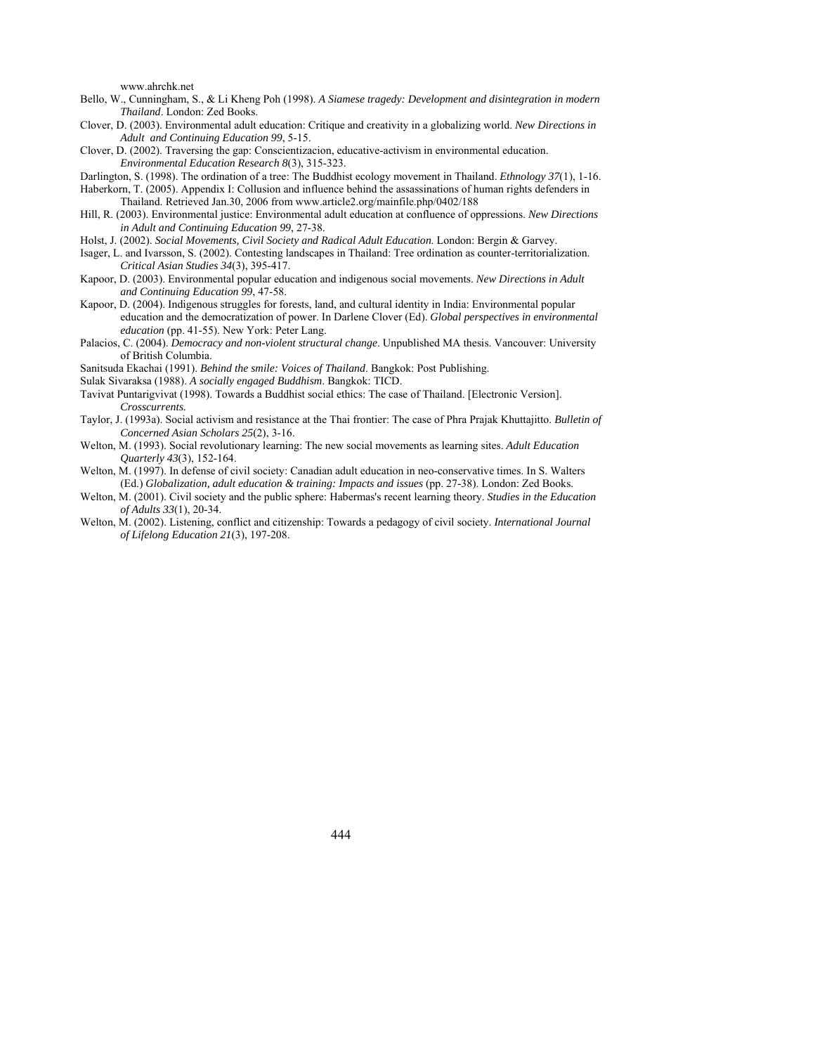www.ahrchk.net

Bello, W., Cunningham, S., & Li Kheng Poh (1998). *A Siamese tragedy: Development and disintegration in modern Thailand*. London: Zed Books.

Clover, D. (2003). Environmental adult education: Critique and creativity in a globalizing world. *New Directions in Adult and Continuing Education 99*, 5-15.

Clover, D. (2002). Traversing the gap: Conscientizacion, educative-activism in environmental education. *Environmental Education Research 8*(3), 315-323.

Darlington, S. (1998). The ordination of a tree: The Buddhist ecology movement in Thailand. *Ethnology 37*(1), 1-16.

Haberkorn, T. (2005). Appendix I: Collusion and influence behind the assassinations of human rights defenders in Thailand. Retrieved Jan.30, 2006 from www.article2.org/mainfile.php/0402/188

Hill, R. (2003). Environmental justice: Environmental adult education at confluence of oppressions. *New Directions in Adult and Continuing Education 99*, 27-38.

Holst, J. (2002). *Social Movements, Civil Society and Radical Adult Education*. London: Bergin & Garvey.

Isager, L. and Ivarsson, S. (2002). Contesting landscapes in Thailand: Tree ordination as counter-territorialization. *Critical Asian Studies 34*(3), 395-417.

Kapoor, D. (2003). Environmental popular education and indigenous social movements. *New Directions in Adult and Continuing Education 99*, 47-58.

Kapoor, D. (2004). Indigenous struggles for forests, land, and cultural identity in India: Environmental popular education and the democratization of power. In Darlene Clover (Ed). *Global perspectives in environmental education* (pp. 41-55). New York: Peter Lang.

Palacios, C. (2004). *Democracy and non-violent structural change*. Unpublished MA thesis. Vancouver: University of British Columbia.

Sanitsuda Ekachai (1991). *Behind the smile: Voices of Thailand*. Bangkok: Post Publishing.

Sulak Sivaraksa (1988). *A socially engaged Buddhism*. Bangkok: TICD.

Tavivat Puntarigvivat (1998). Towards a Buddhist social ethics: The case of Thailand. [Electronic Version]. *Crosscurrents.*

Taylor, J. (1993a). Social activism and resistance at the Thai frontier: The case of Phra Prajak Khuttajitto. *Bulletin of Concerned Asian Scholars 25*(2), 3-16.

Welton, M. (1993). Social revolutionary learning: The new social movements as learning sites. *Adult Education Quarterly 43*(3), 152-164.

Welton, M. (1997). In defense of civil society: Canadian adult education in neo-conservative times. In S. Walters (Ed.) *Globalization, adult education & training: Impacts and issues* (pp. 27-38). London: Zed Books.

Welton, M. (2001). Civil society and the public sphere: Habermas's recent learning theory. *Studies in the Education of Adults 33*(1), 20-34.

Welton, M. (2002). Listening, conflict and citizenship: Towards a pedagogy of civil society. *International Journal of Lifelong Education 21*(3), 197-208.